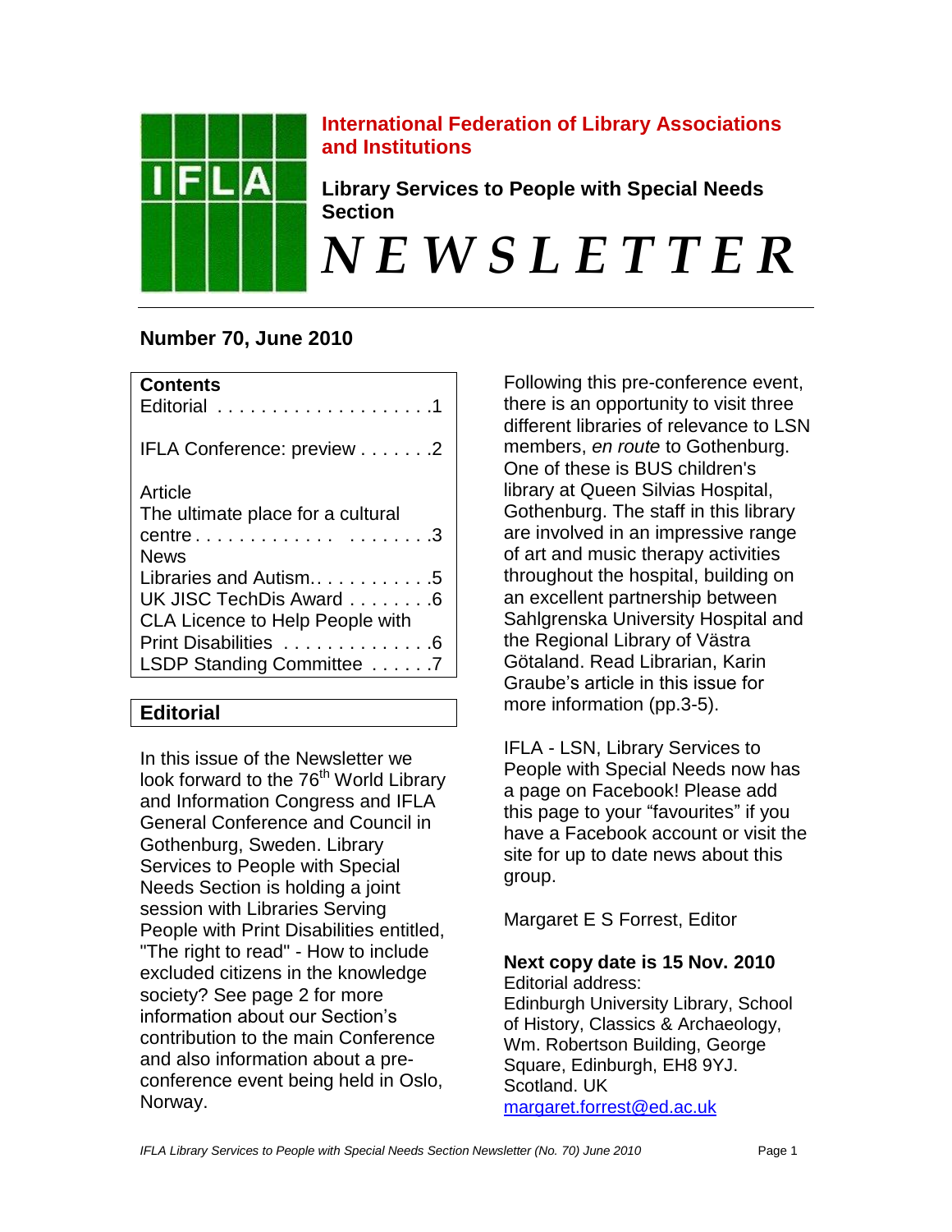**International Federation of Library Associations and Institutions**

**Library Services to People with Special Needs Section**

# NEWSLETTER

## Number 70, June 2010

**Contents**

Editorial . . . . . . . . . . . . . . . . . . . .1

IFLA Conference: preview . . . . . . .2

Article

The ultimate place for a cultural centre . . . . . . . . . . . . . . . . . . . . .3

News

Libraries and Autism. . . . . . . . . . . .5

UK JISC TechDis Award . . . . . . . .6

CLA Licence to Help People with Print Disabilities . . . . . . . . . . . . . .6

LSDP Standing Committee . . . . . .7

## Editorial

In this issue of the Newsletter we look forward to the 76th World Library and Information Congress and IFLA General Conference and Council in Gothenburg, Sweden. Library Services to People with Special Needs Section is holding a joint session with Libraries Serving People with Print Disabilities entitled, "The right to read" - How to include excluded citizens in the knowledge society? See page 2 for more information about our Section's contribution to the main Conference and also information about a pre-conference event being held in Oslo, Norway.

Following this pre-conference event, there is an opportunity to visit three different libraries of relevance to LSN members, *en route* to Gothenburg. One of these is BUS children's library at Queen Silvias Hospital, Gothenburg. The staff in this library are involved in an impressive range of art and music therapy activities throughout the hospital, building on an excellent partnership between Sahlgrenska University Hospital and the Regional Library of Västra Götaland. Read Librarian, Karin Graube's article in this issue for more information (pp.3-5).

IFLA - LSN, Library Services to People with Special Needs now has a page on Facebook! Please add this page to your "favourites" if you have a Facebook account or visit the site for up to date news about this group.

Margaret E S Forrest, Editor

**Next copy date is 15 Nov. 2010**

Editorial address:

Edinburgh University Library, School of History, Classics & Archaeology, Wm. Robertson Building, George Square, Edinburgh, EH8 9YJ. Scotland. UK

margaret.forrest@ed.ac.uk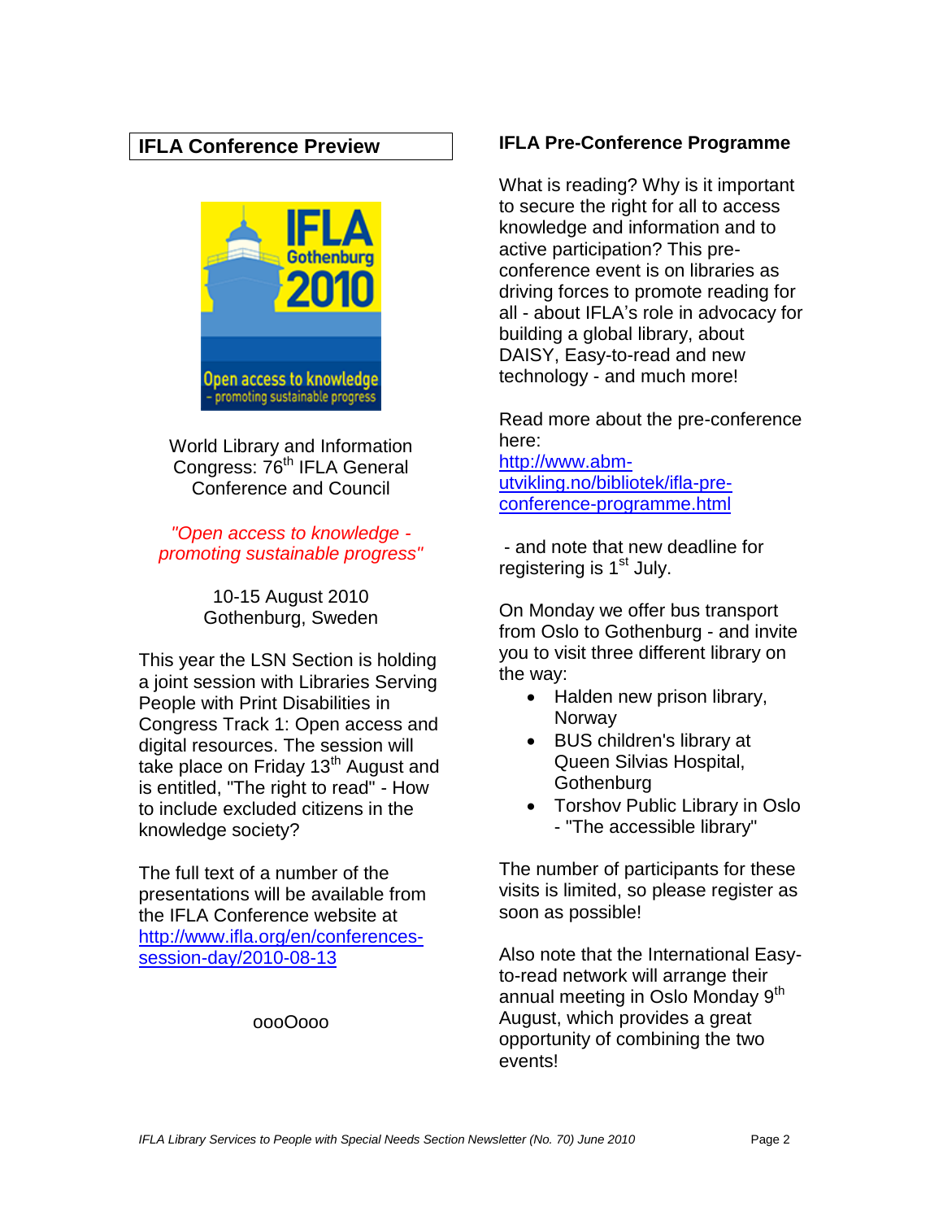## IFLA Conference Preview

World Library and Information Congress: 76th IFLA General Conference and Council

*"Open access to knowledge - promoting sustainable progress"*

10-15 August 2010
Gothenburg, Sweden

This year the LSN Section is holding a joint session with Libraries Serving People with Print Disabilities in Congress Track 1: Open access and digital resources. The session will take place on Friday 13th August and is entitled, "The right to read" - How to include excluded citizens in the knowledge society?

The full text of a number of the presentations will be available from the IFLA Conference website at http://www.ifla.org/en/conferences-session-day/2010-08-13

oooOooo

## IFLA Pre-Conference Programme

What is reading? Why is it important to secure the right for all to access knowledge and information and to active participation? This pre-conference event is on libraries as driving forces to promote reading for all - about IFLA's role in advocacy for building a global library, about DAISY, Easy-to-read and new technology - and much more!

Read more about the pre-conference here: http://www.abm-utvikling.no/bibliotek/ifla-pre-conference-programme.html

- and note that new deadline for registering is 1st July.

On Monday we offer bus transport from Oslo to Gothenburg - and invite you to visit three different library on the way:

- Halden new prison library, Norway
- BUS children's library at Queen Silvias Hospital, Gothenburg
- Torshov Public Library in Oslo - "The accessible library"

The number of participants for these visits is limited, so please register as soon as possible!

Also note that the International Easy-to-read network will arrange their annual meeting in Oslo Monday 9th August, which provides a great opportunity of combining the two events!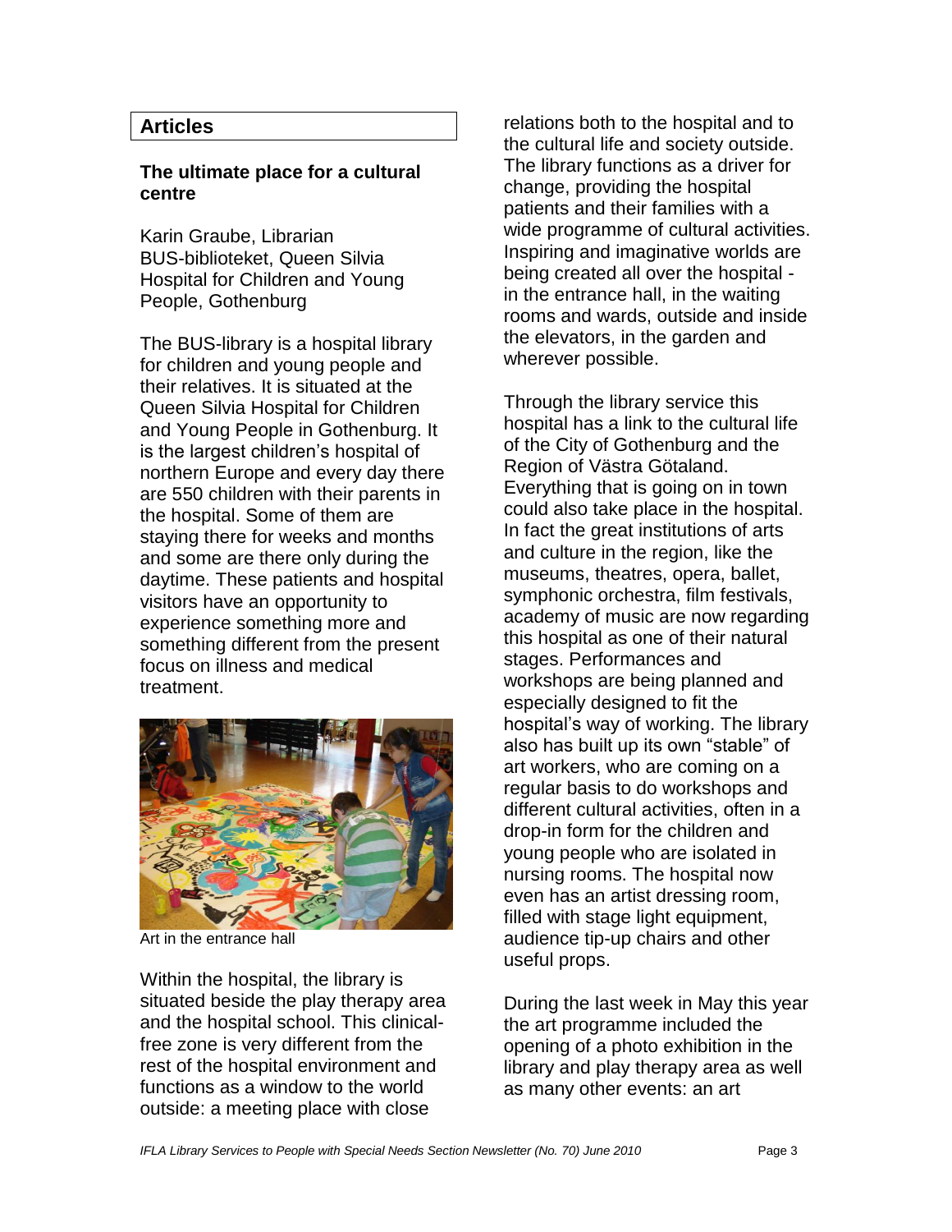## Articles

### The ultimate place for a cultural centre

Karin Graube, Librarian
BUS-biblioteket, Queen Silvia Hospital for Children and Young People, Gothenburg

The BUS-library is a hospital library for children and young people and their relatives. It is situated at the Queen Silvia Hospital for Children and Young People in Gothenburg. It is the largest children's hospital of northern Europe and every day there are 550 children with their parents in the hospital. Some of them are staying there for weeks and months and some are there only during the daytime. These patients and hospital visitors have an opportunity to experience something more and something different from the present focus on illness and medical treatment.

Art in the entrance hall

Within the hospital, the library is situated beside the play therapy area and the hospital school. This clinical-free zone is very different from the rest of the hospital environment and functions as a window to the world outside: a meeting place with close relations both to the hospital and to the cultural life and society outside. The library functions as a driver for change, providing the hospital patients and their families with a wide programme of cultural activities. Inspiring and imaginative worlds are being created all over the hospital - in the entrance hall, in the waiting rooms and wards, outside and inside the elevators, in the garden and wherever possible.

Through the library service this hospital has a link to the cultural life of the City of Gothenburg and the Region of Västra Götaland. Everything that is going on in town could also take place in the hospital. In fact the great institutions of arts and culture in the region, like the museums, theatres, opera, ballet, symphonic orchestra, film festivals, academy of music are now regarding this hospital as one of their natural stages. Performances and workshops are being planned and especially designed to fit the hospital's way of working. The library also has built up its own "stable" of art workers, who are coming on a regular basis to do workshops and different cultural activities, often in a drop-in form for the children and young people who are isolated in nursing rooms. The hospital now even has an artist dressing room, filled with stage light equipment, audience tip-up chairs and other useful props.

During the last week in May this year the art programme included the opening of a photo exhibition in the library and play therapy area as well as many other events: an art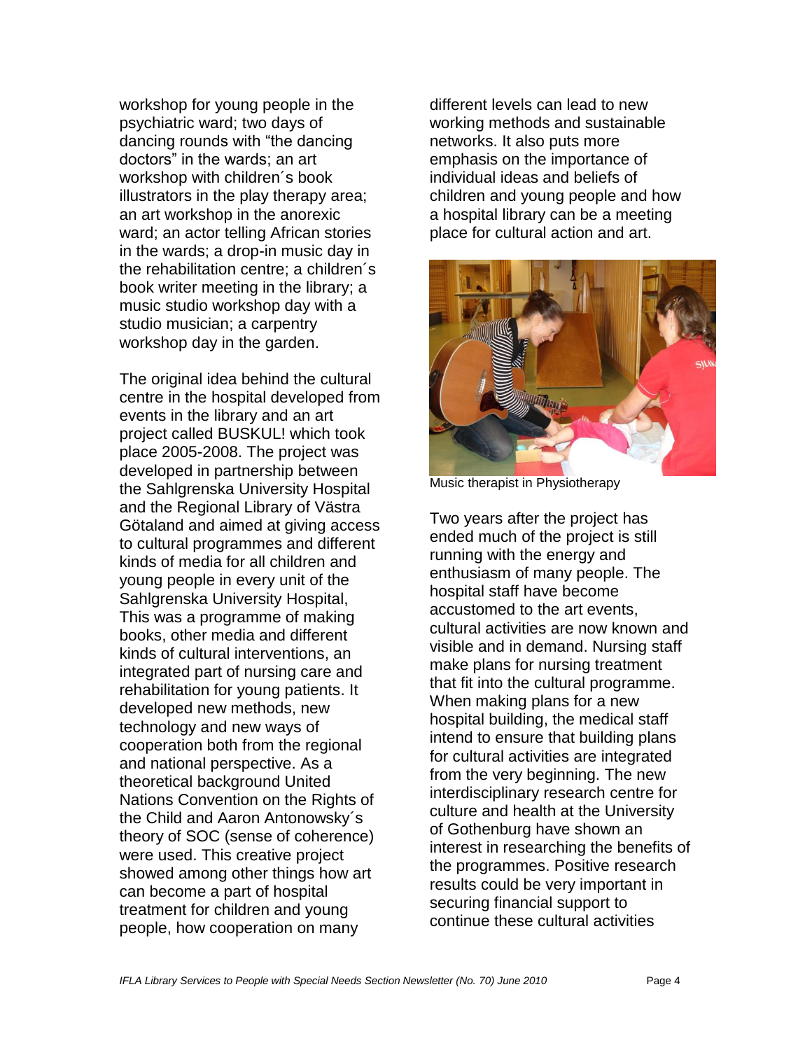workshop for young people in the psychiatric ward; two days of dancing rounds with "the dancing doctors" in the wards; an art workshop with children´s book illustrators in the play therapy area; an art workshop in the anorexic ward; an actor telling African stories in the wards; a drop-in music day in the rehabilitation centre; a children´s book writer meeting in the library; a music studio workshop day with a studio musician; a carpentry workshop day in the garden.

The original idea behind the cultural centre in the hospital developed from events in the library and an art project called BUSKUL! which took place 2005-2008. The project was developed in partnership between the Sahlgrenska University Hospital and the Regional Library of Västra Götaland and aimed at giving access to cultural programmes and different kinds of media for all children and young people in every unit of the Sahlgrenska University Hospital, This was a programme of making books, other media and different kinds of cultural interventions, an integrated part of nursing care and rehabilitation for young patients. It developed new methods, new technology and new ways of cooperation both from the regional and national perspective. As a theoretical background United Nations Convention on the Rights of the Child and Aaron Antonowsky´s theory of SOC (sense of coherence) were used. This creative project showed among other things how art can become a part of hospital treatment for children and young people, how cooperation on many different levels can lead to new working methods and sustainable networks. It also puts more emphasis on the importance of individual ideas and beliefs of children and young people and how a hospital library can be a meeting place for cultural action and art.

Music therapist in Physiotherapy

Two years after the project has ended much of the project is still running with the energy and enthusiasm of many people. The hospital staff have become accustomed to the art events, cultural activities are now known and visible and in demand. Nursing staff make plans for nursing treatment that fit into the cultural programme. When making plans for a new hospital building, the medical staff intend to ensure that building plans for cultural activities are integrated from the very beginning. The new interdisciplinary research centre for culture and health at the University of Gothenburg have shown an interest in researching the benefits of the programmes. Positive research results could be very important in securing financial support to continue these cultural activities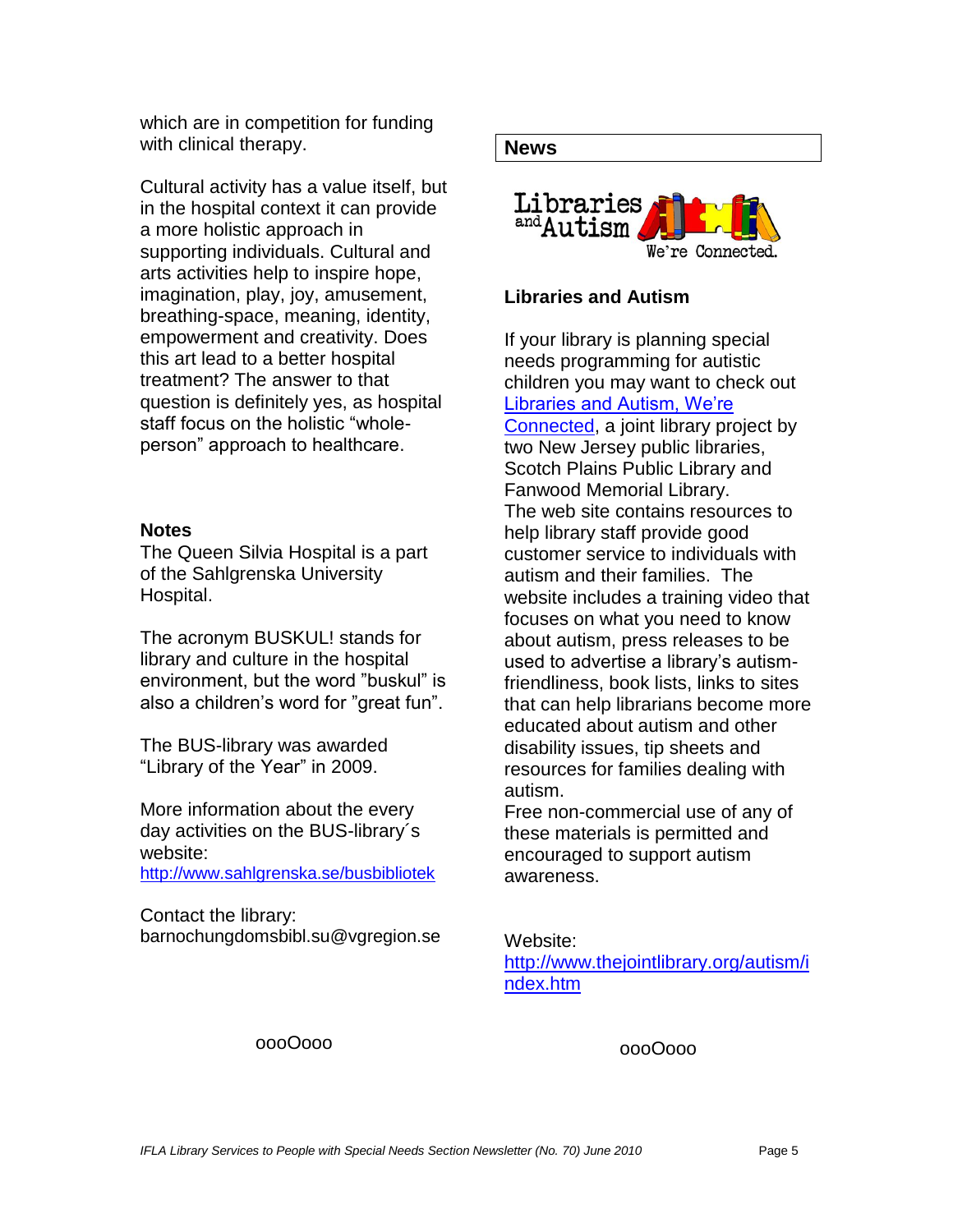which are in competition for funding with clinical therapy.

Cultural activity has a value itself, but in the hospital context it can provide a more holistic approach in supporting individuals. Cultural and arts activities help to inspire hope, imagination, play, joy, amusement, breathing-space, meaning, identity, empowerment and creativity. Does this art lead to a better hospital treatment? The answer to that question is definitely yes, as hospital staff focus on the holistic "whole-person" approach to healthcare.

**Notes**

The Queen Silvia Hospital is a part of the Sahlgrenska University Hospital.

The acronym BUSKUL! stands for library and culture in the hospital environment, but the word "buskul" is also a children's word for "great fun".

The BUS-library was awarded "Library of the Year" in 2009.

More information about the every day activities on the BUS-library´s website:
http://www.sahlgrenska.se/busbibliotek

Contact the library:
barnochungdomsbibl.su@vgregion.se

oooOooo

## News

Libraries and Autism We're Connected.

### Libraries and Autism

If your library is planning special needs programming for autistic children you may want to check out Libraries and Autism, We're Connected, a joint library project by two New Jersey public libraries, Scotch Plains Public Library and Fanwood Memorial Library.
The web site contains resources to help library staff provide good customer service to individuals with autism and their families. The website includes a training video that focuses on what you need to know about autism, press releases to be used to advertise a library's autism-friendliness, book lists, links to sites that can help librarians become more educated about autism and other disability issues, tip sheets and resources for families dealing with autism.
Free non-commercial use of any of these materials is permitted and encouraged to support autism awareness.

Website:
http://www.thejointlibrary.org/autism/index.htm

oooOooo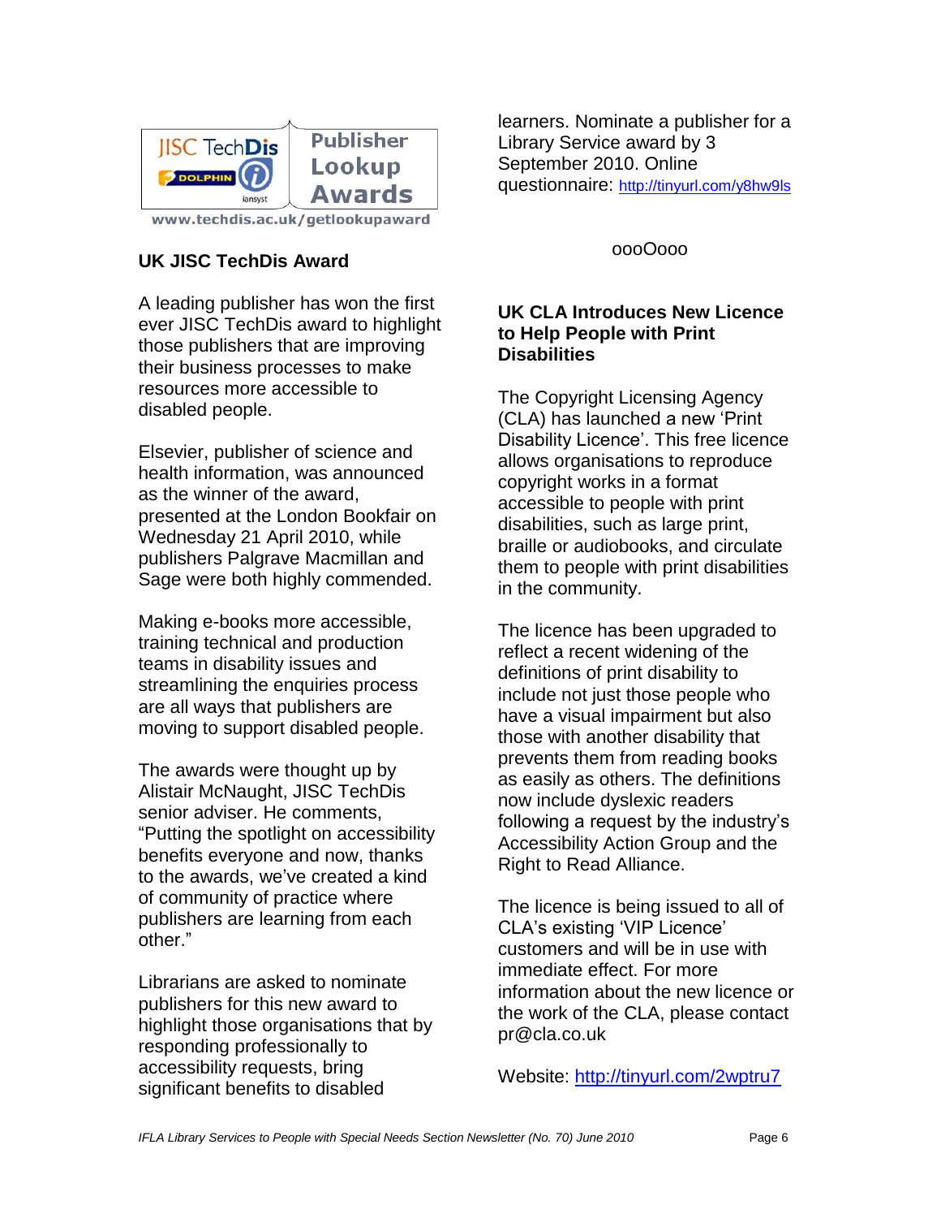JISC TechDis
DOLPHIN
iansyst
Publisher Lookup Awards
www.techdis.ac.uk/getlookupaward

**UK JISC TechDis Award**

A leading publisher has won the first ever JISC TechDis award to highlight those publishers that are improving their business processes to make resources more accessible to disabled people.

Elsevier, publisher of science and health information, was announced as the winner of the award, presented at the London Bookfair on Wednesday 21 April 2010, while publishers Palgrave Macmillan and Sage were both highly commended.

Making e-books more accessible, training technical and production teams in disability issues and streamlining the enquiries process are all ways that publishers are moving to support disabled people.

The awards were thought up by Alistair McNaught, JISC TechDis senior adviser. He comments, "Putting the spotlight on accessibility benefits everyone and now, thanks to the awards, we've created a kind of community of practice where publishers are learning from each other."

Librarians are asked to nominate publishers for this new award to highlight those organisations that by responding professionally to accessibility requests, bring significant benefits to disabled learners. Nominate a publisher for a Library Service award by 3 September 2010. Online questionnaire: http://tinyurl.com/y8hw9ls

oooOooo

**UK CLA Introduces New Licence to Help People with Print Disabilities**

The Copyright Licensing Agency (CLA) has launched a new 'Print Disability Licence'. This free licence allows organisations to reproduce copyright works in a format accessible to people with print disabilities, such as large print, braille or audiobooks, and circulate them to people with print disabilities in the community.

The licence has been upgraded to reflect a recent widening of the definitions of print disability to include not just those people who have a visual impairment but also those with another disability that prevents them from reading books as easily as others. The definitions now include dyslexic readers following a request by the industry's Accessibility Action Group and the Right to Read Alliance.

The licence is being issued to all of CLA's existing 'VIP Licence' customers and will be in use with immediate effect. For more information about the new licence or the work of the CLA, please contact pr@cla.co.uk

Website: http://tinyurl.com/2wptru7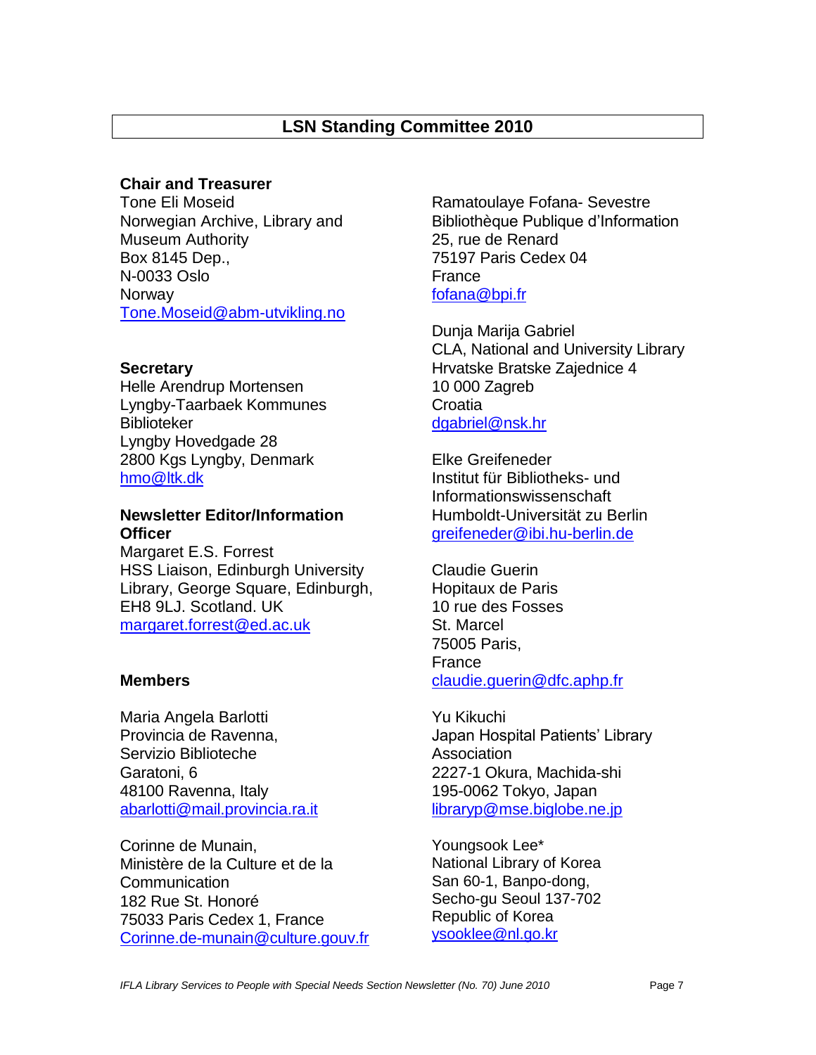## LSN Standing Committee 2010

**Chair and Treasurer**
Tone Eli Moseid
Norwegian Archive, Library and Museum Authority
Box 8145 Dep.,
N-0033 Oslo
Norway
Tone.Moseid@abm-utvikling.no

**Secretary**
Helle Arendrup Mortensen
Lyngby-Taarbaek Kommunes Biblioteker
Lyngby Hovedgade 28
2800 Kgs Lyngby, Denmark
hmo@ltk.dk

**Newsletter Editor/Information Officer**
Margaret E.S. Forrest
HSS Liaison, Edinburgh University Library, George Square, Edinburgh, EH8 9LJ. Scotland. UK
margaret.forrest@ed.ac.uk

**Members**

Maria Angela Barlotti
Provincia de Ravenna,
Servizio Biblioteche
Garatoni, 6
48100 Ravenna, Italy
abarlotti@mail.provincia.ra.it

Corinne de Munain,
Ministère de la Culture et de la Communication
182 Rue St. Honoré
75033 Paris Cedex 1, France
Corinne.de-munain@culture.gouv.fr

Ramatoulaye Fofana- Sevestre
Bibliothèque Publique d'Information
25, rue de Renard
75197 Paris Cedex 04
France
fofana@bpi.fr

Dunja Marija Gabriel
CLA, National and University Library
Hrvatske Bratske Zajednice 4
10 000 Zagreb
Croatia
dgabriel@nsk.hr

Elke Greifeneder
Institut für Bibliotheks- und Informationswissenschaft
Humboldt-Universität zu Berlin
greifeneder@ibi.hu-berlin.de

Claudie Guerin
Hopitaux de Paris
10 rue des Fosses
St. Marcel
75005 Paris,
France
claudie.guerin@dfc.aphp.fr

Yu Kikuchi
Japan Hospital Patients' Library Association
2227-1 Okura, Machida-shi
195-0062 Tokyo, Japan
libraryp@mse.biglobe.ne.jp

Youngsook Lee*
National Library of Korea
San 60-1, Banpo-dong,
Secho-gu Seoul 137-702
Republic of Korea
ysooklee@nl.go.kr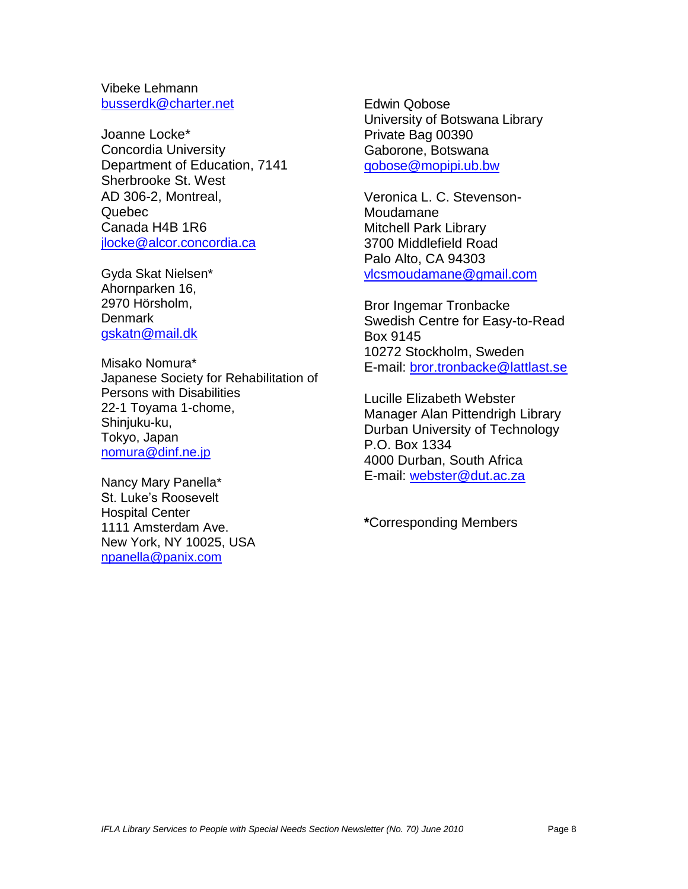Vibeke Lehmann
busserdk@charter.net

Joanne Locke*
Concordia University
Department of Education, 7141
Sherbrooke St. West
AD 306-2, Montreal,
Quebec
Canada H4B 1R6
jlocke@alcor.concordia.ca

Gyda Skat Nielsen*
Ahornparken 16,
2970 Hörsholm,
Denmark
gskatn@mail.dk

Misako Nomura*
Japanese Society for Rehabilitation of Persons with Disabilities
22-1 Toyama 1-chome,
Shinjuku-ku,
Tokyo, Japan
nomura@dinf.ne.jp

Nancy Mary Panella*
St. Luke's Roosevelt
Hospital Center
1111 Amsterdam Ave.
New York, NY 10025, USA
npanella@panix.com

Edwin Qobose
University of Botswana Library
Private Bag 00390
Gaborone, Botswana
qobose@mopipi.ub.bw

Veronica L. C. Stevenson-Moudamane
Mitchell Park Library
3700 Middlefield Road
Palo Alto, CA 94303
vlcsmoudamane@gmail.com

Bror Ingemar Tronbacke
Swedish Centre for Easy-to-Read
Box 9145
10272 Stockholm, Sweden
E-mail: bror.tronbacke@lattlast.se

Lucille Elizabeth Webster
Manager Alan Pittendrigh Library
Durban University of Technology
P.O. Box 1334
4000 Durban, South Africa
E-mail: webster@dut.ac.za

**\***Corresponding Members